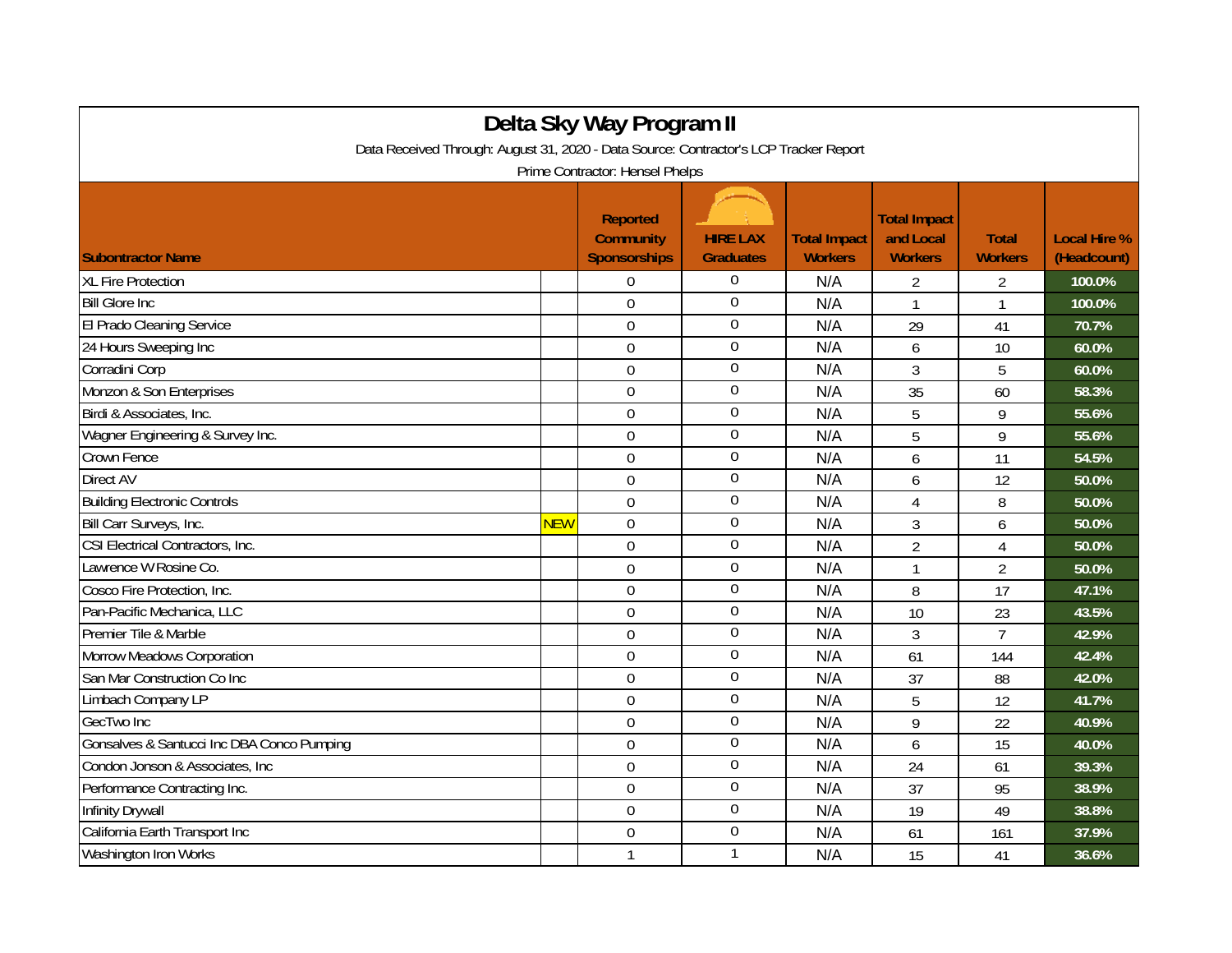# Delta Sky Way Program II

Data Received Through: August 31, 2020 - Data Source: Contractor's LCP Tracker Report

Prime Contractor: Hensel Phelps

| Subontractor Name | | Reported Community Sponsorships | HIRE LAX Graduates | Total Impact Workers | Total Impact and Local Workers | Total Workers | Local Hire % (Headcount) |
|---|---|---|---|---|---|---|---|
| XL Fire Protection | | 0 | 0 | N/A | 2 | 2 | 100.0% |
| Bill Glore Inc | | 0 | 0 | N/A | 1 | 1 | 100.0% |
| El Prado Cleaning Service | | 0 | 0 | N/A | 29 | 41 | 70.7% |
| 24 Hours Sweeping Inc | | 0 | 0 | N/A | 6 | 10 | 60.0% |
| Corradini Corp | | 0 | 0 | N/A | 3 | 5 | 60.0% |
| Monzon & Son Enterprises | | 0 | 0 | N/A | 35 | 60 | 58.3% |
| Birdi & Associates, Inc. | | 0 | 0 | N/A | 5 | 9 | 55.6% |
| Wagner Engineering & Survey Inc. | | 0 | 0 | N/A | 5 | 9 | 55.6% |
| Crown Fence | | 0 | 0 | N/A | 6 | 11 | 54.5% |
| Direct AV | | 0 | 0 | N/A | 6 | 12 | 50.0% |
| Building Electronic Controls | | 0 | 0 | N/A | 4 | 8 | 50.0% |
| Bill Carr Surveys, Inc. | NEW | 0 | 0 | N/A | 3 | 6 | 50.0% |
| CSI Electrical Contractors, Inc. | | 0 | 0 | N/A | 2 | 4 | 50.0% |
| Lawrence W Rosine Co. | | 0 | 0 | N/A | 1 | 2 | 50.0% |
| Cosco Fire Protection, Inc. | | 0 | 0 | N/A | 8 | 17 | 47.1% |
| Pan-Pacific Mechanica, LLC | | 0 | 0 | N/A | 10 | 23 | 43.5% |
| Premier Tile & Marble | | 0 | 0 | N/A | 3 | 7 | 42.9% |
| Morrow Meadows Corporation | | 0 | 0 | N/A | 61 | 144 | 42.4% |
| San Mar Construction Co Inc | | 0 | 0 | N/A | 37 | 88 | 42.0% |
| Limbach Company LP | | 0 | 0 | N/A | 5 | 12 | 41.7% |
| GecTwo Inc | | 0 | 0 | N/A | 9 | 22 | 40.9% |
| Gonsalves & Santucci Inc DBA Conco Pumping | | 0 | 0 | N/A | 6 | 15 | 40.0% |
| Condon Jonson & Associates, Inc | | 0 | 0 | N/A | 24 | 61 | 39.3% |
| Performance Contracting Inc. | | 0 | 0 | N/A | 37 | 95 | 38.9% |
| Infinity Drywall | | 0 | 0 | N/A | 19 | 49 | 38.8% |
| California Earth Transport Inc | | 0 | 0 | N/A | 61 | 161 | 37.9% |
| Washington Iron Works | | 1 | 1 | N/A | 15 | 41 | 36.6% |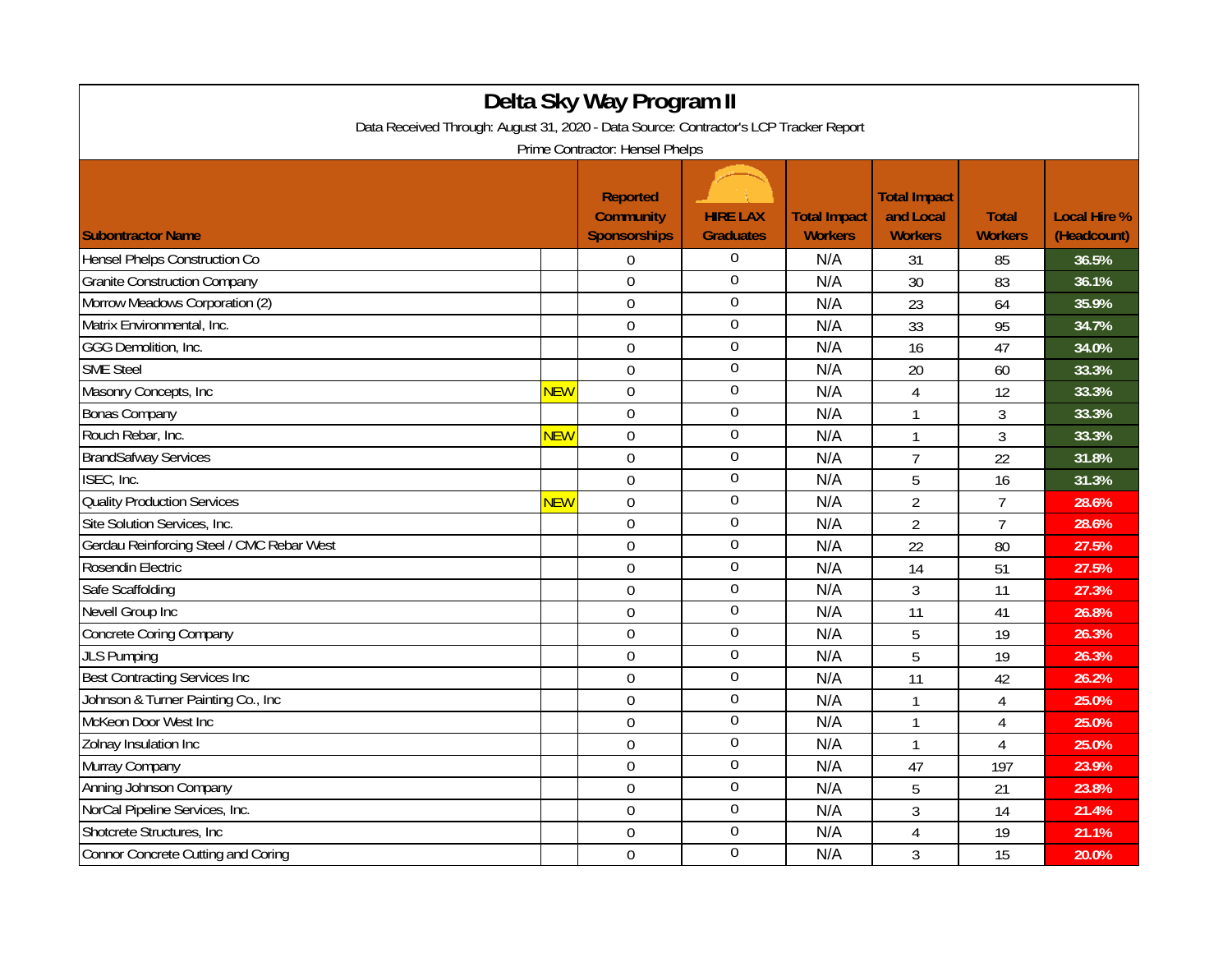# Delta Sky Way Program II

Data Received Through: August 31, 2020 - Data Source: Contractor's LCP Tracker Report

Prime Contractor: Hensel Phelps

| Subontractor Name | | Reported Community Sponsorships | HIRE LAX Graduates | Total Impact Workers | Total Impact and Local Workers | Total Workers | Local Hire % (Headcount) |
|---|---|---|---|---|---|---|---|
| Hensel Phelps Construction Co | | 0 | 0 | N/A | 31 | 85 | 36.5% |
| Granite Construction Company | | 0 | 0 | N/A | 30 | 83 | 36.1% |
| Morrow Meadows Corporation (2) | | 0 | 0 | N/A | 23 | 64 | 35.9% |
| Matrix Environmental, Inc. | | 0 | 0 | N/A | 33 | 95 | 34.7% |
| GGG Demolition, Inc. | | 0 | 0 | N/A | 16 | 47 | 34.0% |
| SME Steel | | 0 | 0 | N/A | 20 | 60 | 33.3% |
| Masonry Concepts, Inc | NEW | 0 | 0 | N/A | 4 | 12 | 33.3% |
| Bonas Company | | 0 | 0 | N/A | 1 | 3 | 33.3% |
| Rouch Rebar, Inc. | NEW | 0 | 0 | N/A | 1 | 3 | 33.3% |
| BrandSafway Services | | 0 | 0 | N/A | 7 | 22 | 31.8% |
| ISEC, Inc. | | 0 | 0 | N/A | 5 | 16 | 31.3% |
| Quality Production Services | NEW | 0 | 0 | N/A | 2 | 7 | 28.6% |
| Site Solution Services, Inc. | | 0 | 0 | N/A | 2 | 7 | 28.6% |
| Gerdau Reinforcing Steel / CMC Rebar West | | 0 | 0 | N/A | 22 | 80 | 27.5% |
| Rosendin Electric | | 0 | 0 | N/A | 14 | 51 | 27.5% |
| Safe Scaffolding | | 0 | 0 | N/A | 3 | 11 | 27.3% |
| Nevell Group Inc | | 0 | 0 | N/A | 11 | 41 | 26.8% |
| Concrete Coring Company | | 0 | 0 | N/A | 5 | 19 | 26.3% |
| JLS Pumping | | 0 | 0 | N/A | 5 | 19 | 26.3% |
| Best Contracting Services Inc | | 0 | 0 | N/A | 11 | 42 | 26.2% |
| Johnson & Turner Painting Co., Inc | | 0 | 0 | N/A | 1 | 4 | 25.0% |
| McKeon Door West Inc | | 0 | 0 | N/A | 1 | 4 | 25.0% |
| Zolnay Insulation Inc | | 0 | 0 | N/A | 1 | 4 | 25.0% |
| Murray Company | | 0 | 0 | N/A | 47 | 197 | 23.9% |
| Anning Johnson Company | | 0 | 0 | N/A | 5 | 21 | 23.8% |
| NorCal Pipeline Services, Inc. | | 0 | 0 | N/A | 3 | 14 | 21.4% |
| Shotcrete Structures, Inc | | 0 | 0 | N/A | 4 | 19 | 21.1% |
| Connor Concrete Cutting and Coring | | 0 | 0 | N/A | 3 | 15 | 20.0% |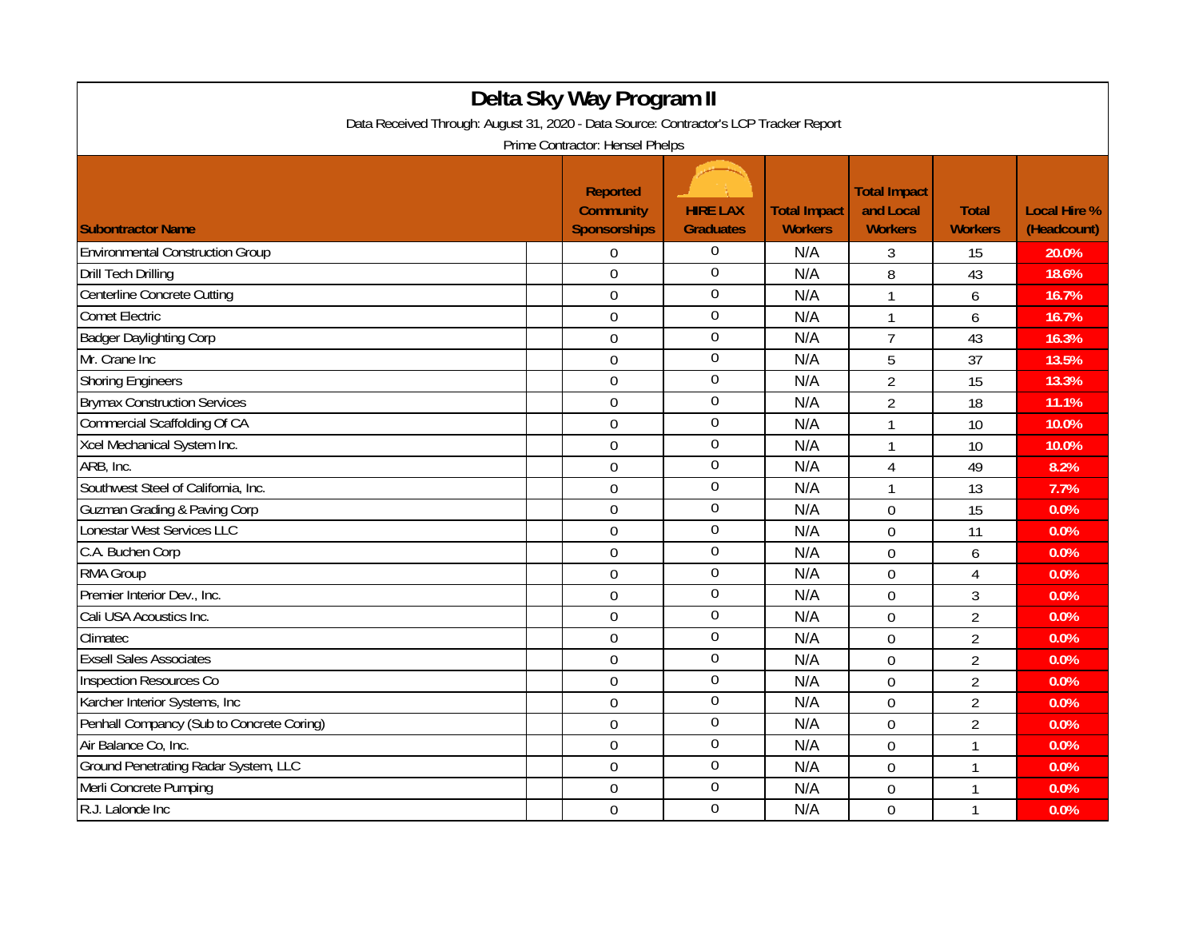# Delta Sky Way Program II

Data Received Through: August 31, 2020 - Data Source: Contractor's LCP Tracker Report

Prime Contractor: Hensel Phelps

| Subontractor Name | Reported Community Sponsorships | HIRE LAX Graduates | Total Impact Workers | Total Impact and Local Workers | Total Workers | Local Hire % (Headcount) |
|---|---|---|---|---|---|---|
| Environmental Construction Group | 0 | 0 | N/A | 3 | 15 | 20.0% |
| Drill Tech Drilling | 0 | 0 | N/A | 8 | 43 | 18.6% |
| Centerline Concrete Cutting | 0 | 0 | N/A | 1 | 6 | 16.7% |
| Comet Electric | 0 | 0 | N/A | 1 | 6 | 16.7% |
| Badger Daylighting Corp | 0 | 0 | N/A | 7 | 43 | 16.3% |
| Mr. Crane Inc | 0 | 0 | N/A | 5 | 37 | 13.5% |
| Shoring Engineers | 0 | 0 | N/A | 2 | 15 | 13.3% |
| Brymax Construction Services | 0 | 0 | N/A | 2 | 18 | 11.1% |
| Commercial Scaffolding Of CA | 0 | 0 | N/A | 1 | 10 | 10.0% |
| Xcel Mechanical System Inc. | 0 | 0 | N/A | 1 | 10 | 10.0% |
| ARB, Inc. | 0 | 0 | N/A | 4 | 49 | 8.2% |
| Southwest Steel of California, Inc. | 0 | 0 | N/A | 1 | 13 | 7.7% |
| Guzman Grading & Paving Corp | 0 | 0 | N/A | 0 | 15 | 0.0% |
| Lonestar West Services LLC | 0 | 0 | N/A | 0 | 11 | 0.0% |
| C.A. Buchen Corp | 0 | 0 | N/A | 0 | 6 | 0.0% |
| RMA Group | 0 | 0 | N/A | 0 | 4 | 0.0% |
| Premier Interior Dev., Inc. | 0 | 0 | N/A | 0 | 3 | 0.0% |
| Cali USA Acoustics Inc. | 0 | 0 | N/A | 0 | 2 | 0.0% |
| Climatec | 0 | 0 | N/A | 0 | 2 | 0.0% |
| Exsell Sales Associates | 0 | 0 | N/A | 0 | 2 | 0.0% |
| Inspection Resources Co | 0 | 0 | N/A | 0 | 2 | 0.0% |
| Karcher Interior Systems, Inc | 0 | 0 | N/A | 0 | 2 | 0.0% |
| Penhall Compancy (Sub to Concrete Coring) | 0 | 0 | N/A | 0 | 2 | 0.0% |
| Air Balance Co, Inc. | 0 | 0 | N/A | 0 | 1 | 0.0% |
| Ground Penetrating Radar System, LLC | 0 | 0 | N/A | 0 | 1 | 0.0% |
| Merli Concrete Pumping | 0 | 0 | N/A | 0 | 1 | 0.0% |
| R.J. Lalonde Inc | 0 | 0 | N/A | 0 | 1 | 0.0% |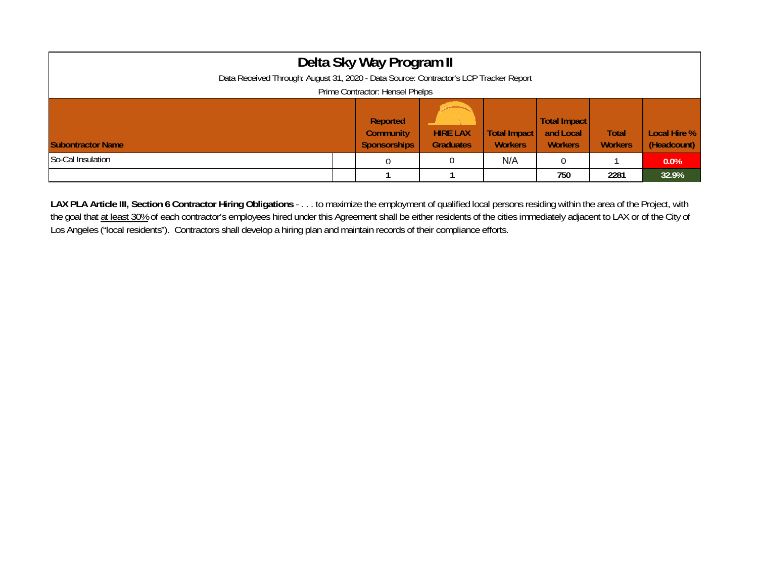# Delta Sky Way Program II

Data Received Through: August 31, 2020 - Data Source: Contractor's LCP Tracker Report

Prime Contractor: Hensel Phelps

| Subontractor Name | | Reported Community Sponsorships | HIRE LAX Graduates | Total Impact Workers | Total Impact and Local Workers | Total Workers | Local Hire % (Headcount) |
|---|---|---|---|---|---|---|---|
| So-Cal Insulation | | 0 | 0 | N/A | 0 | 1 | 0.0% |
| | | **1** | **1** | | **750** | **2281** | **32.9%** |

**LAX PLA Article III, Section 6 Contractor Hiring Obligations** - . . . to maximize the employment of qualified local persons residing within the area of the Project, with the goal that at least 30% of each contractor's employees hired under this Agreement shall be either residents of the cities immediately adjacent to LAX or of the City of Los Angeles ("local residents"). Contractors shall develop a hiring plan and maintain records of their compliance efforts.